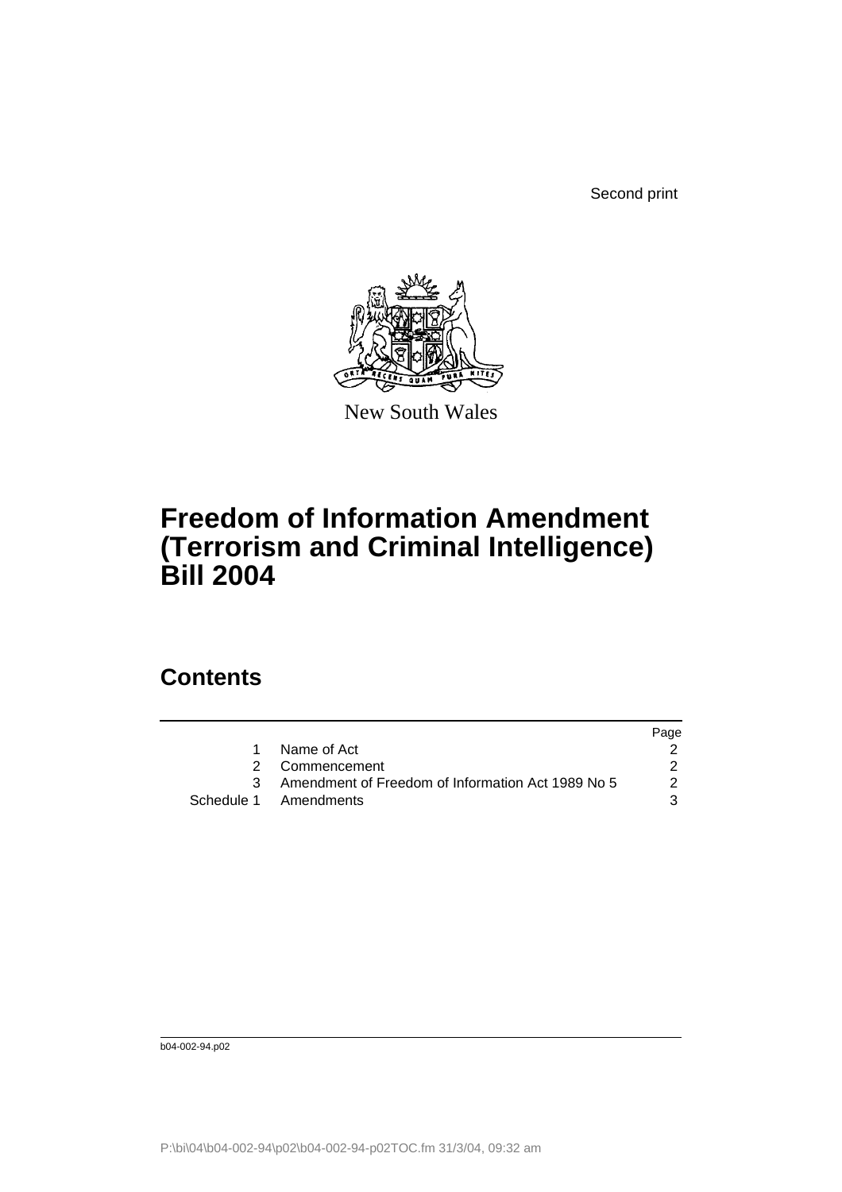Second print

New South Wales

# Freedom of Information Amendment (Terrorism and Criminal Intelligence) Bill 2004

## Contents

| | | Page |
|---|---|---|
| 1 | Name of Act | 2 |
| 2 | Commencement | 2 |
| 3 | Amendment of Freedom of Information Act 1989 No 5 | 2 |
| Schedule 1 | Amendments | 3 |

b04-002-94.p02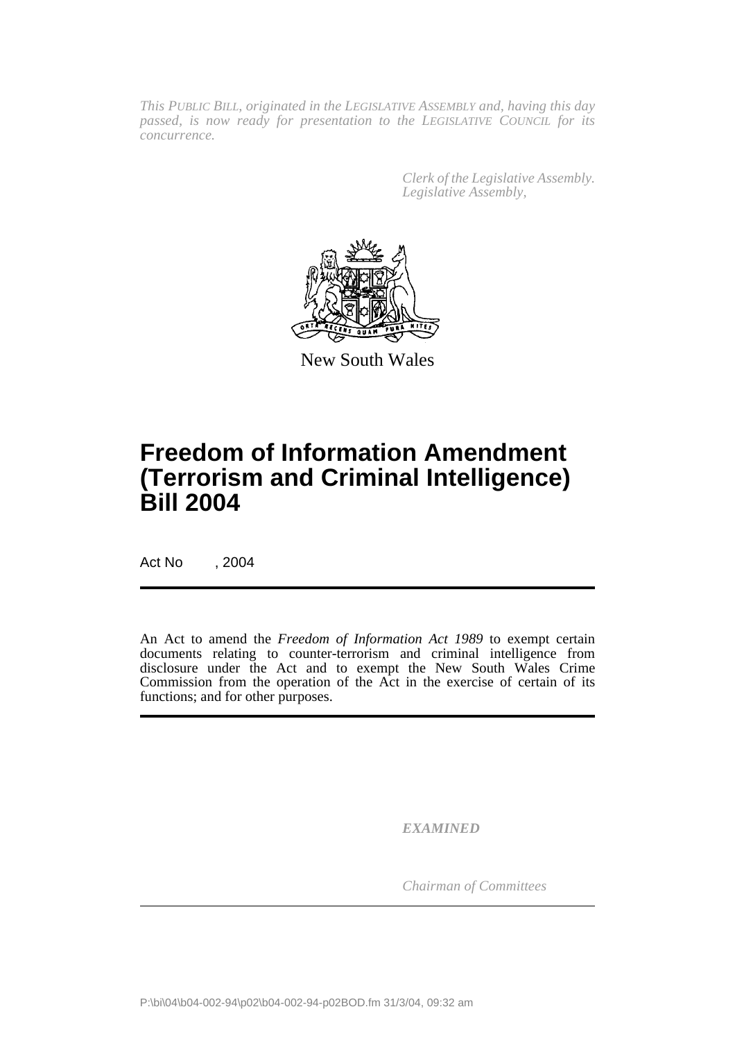*This PUBLIC BILL, originated in the LEGISLATIVE ASSEMBLY and, having this day passed, is now ready for presentation to the LEGISLATIVE COUNCIL for its concurrence.*

*Clerk of the Legislative Assembly.*
*Legislative Assembly,*

New South Wales

# Freedom of Information Amendment (Terrorism and Criminal Intelligence) Bill 2004

Act No , 2004

An Act to amend the *Freedom of Information Act 1989* to exempt certain documents relating to counter-terrorism and criminal intelligence from disclosure under the Act and to exempt the New South Wales Crime Commission from the operation of the Act in the exercise of certain of its functions; and for other purposes.

***EXAMINED***

*Chairman of Committees*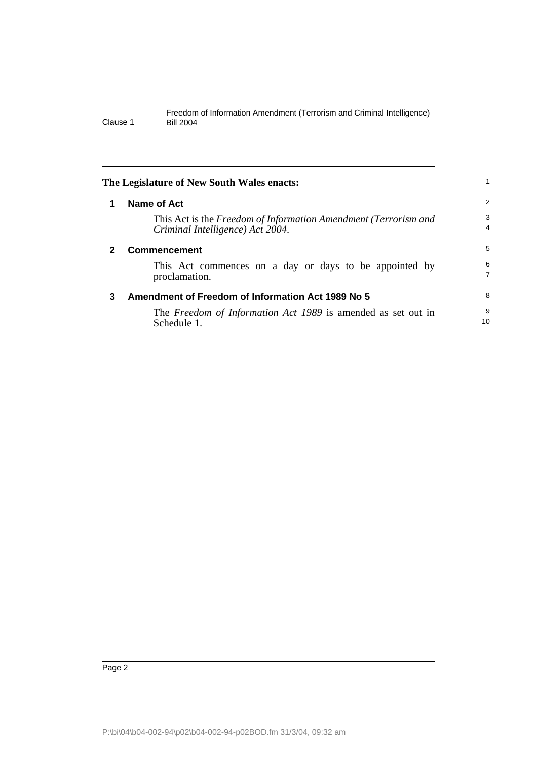**The Legislature of New South Wales enacts:**

## 1 Name of Act

This Act is the *Freedom of Information Amendment (Terrorism and Criminal Intelligence) Act 2004*.

## 2 Commencement

This Act commences on a day or days to be appointed by proclamation.

## 3 Amendment of Freedom of Information Act 1989 No 5

The *Freedom of Information Act 1989* is amended as set out in Schedule 1.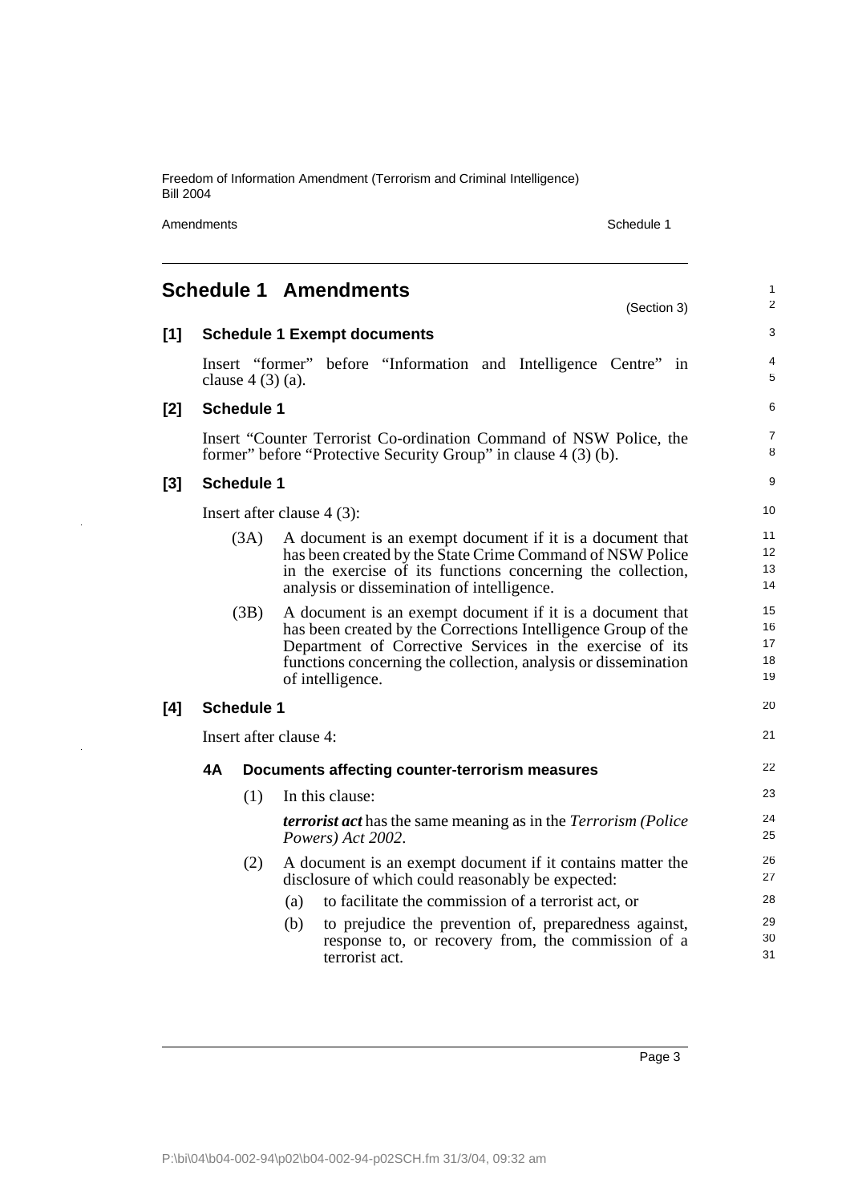# Schedule 1 Amendments

(Section 3)

**[1] Schedule 1 Exempt documents**

Insert "former" before "Information and Intelligence Centre" in clause 4 (3) (a).

**[2] Schedule 1**

Insert "Counter Terrorist Co-ordination Command of NSW Police, the former" before "Protective Security Group" in clause 4 (3) (b).

**[3] Schedule 1**

Insert after clause 4 (3):

(3A) A document is an exempt document if it is a document that has been created by the State Crime Command of NSW Police in the exercise of its functions concerning the collection, analysis or dissemination of intelligence.

(3B) A document is an exempt document if it is a document that has been created by the Corrections Intelligence Group of the Department of Corrective Services in the exercise of its functions concerning the collection, analysis or dissemination of intelligence.

**[4] Schedule 1**

Insert after clause 4:

**4A Documents affecting counter-terrorism measures**

(1) In this clause:

***terrorist act*** has the same meaning as in the *Terrorism (Police Powers) Act 2002*.

(2) A document is an exempt document if it contains matter the disclosure of which could reasonably be expected:

(a) to facilitate the commission of a terrorist act, or

(b) to prejudice the prevention of, preparedness against, response to, or recovery from, the commission of a terrorist act.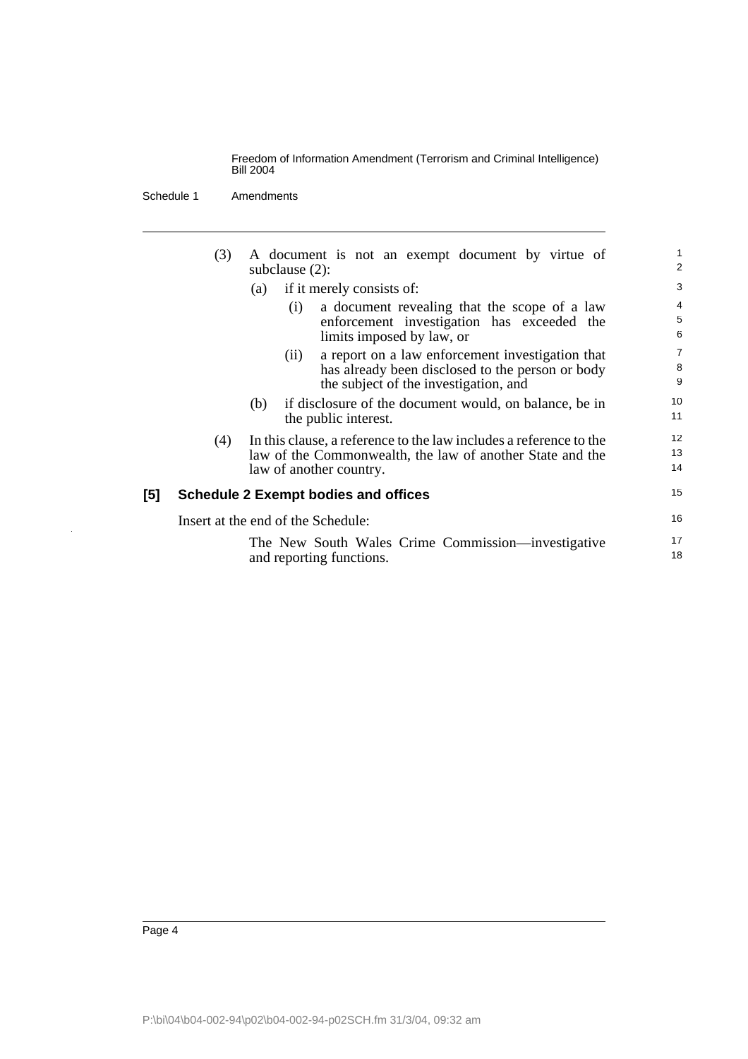(3) A document is not an exempt document by virtue of subclause (2):

(a) if it merely consists of:

(i) a document revealing that the scope of a law enforcement investigation has exceeded the limits imposed by law, or

(ii) a report on a law enforcement investigation that has already been disclosed to the person or body the subject of the investigation, and

(b) if disclosure of the document would, on balance, be in the public interest.

(4) In this clause, a reference to the law includes a reference to the law of the Commonwealth, the law of another State and the law of another country.

### [5] Schedule 2 Exempt bodies and offices

Insert at the end of the Schedule:

The New South Wales Crime Commission—investigative and reporting functions.